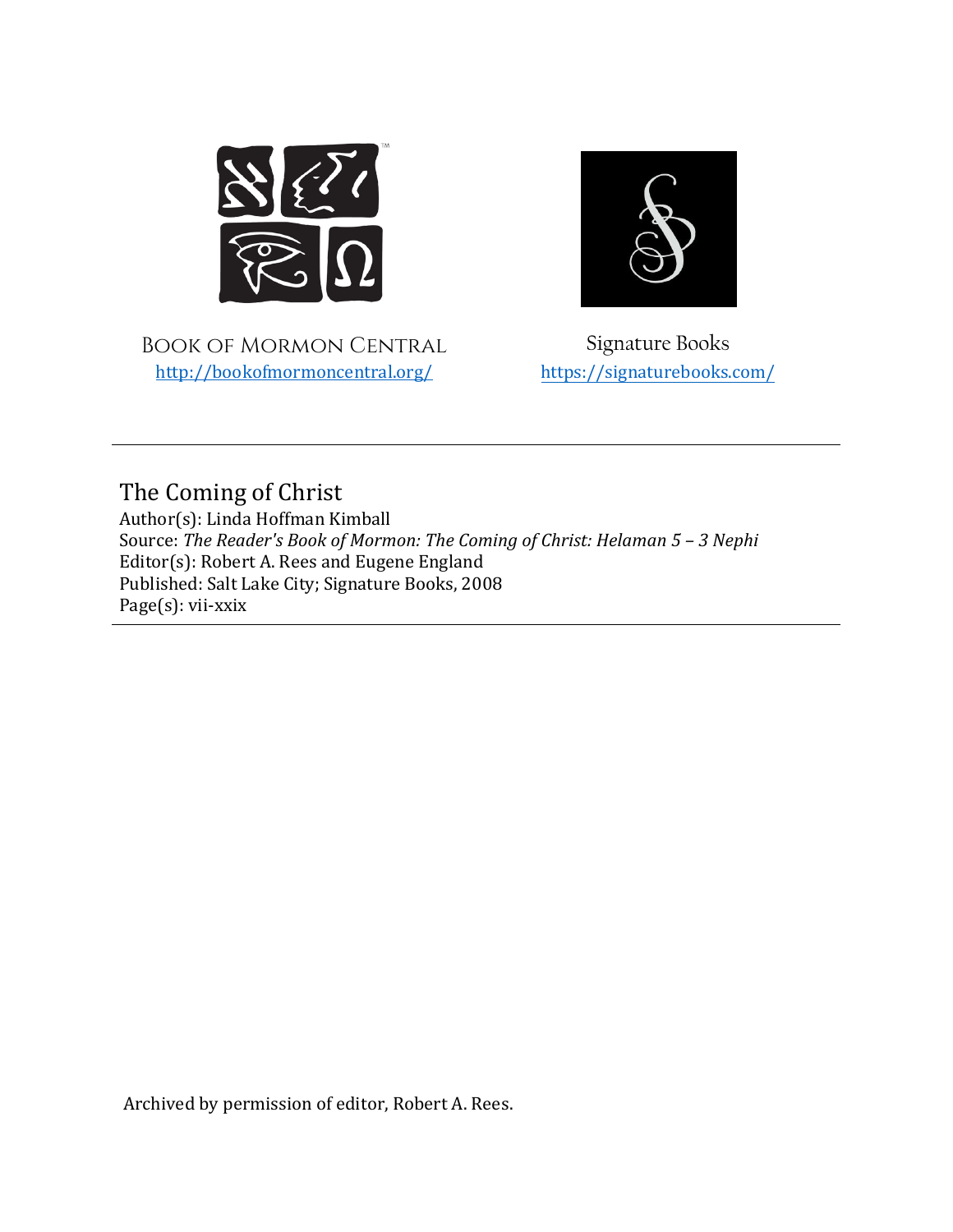Book of Mormon Central
http://bookofmormoncentral.org/

Signature Books
https://signaturebooks.com/

---

# The Coming of Christ

Author(s): Linda Hoffman Kimball
Source: *The Reader's Book of Mormon: The Coming of Christ: Helaman 5 – 3 Nephi*
Editor(s): Robert A. Rees and Eugene England
Published: Salt Lake City; Signature Books, 2008
Page(s): vii-xxix

---

Archived by permission of editor, Robert A. Rees.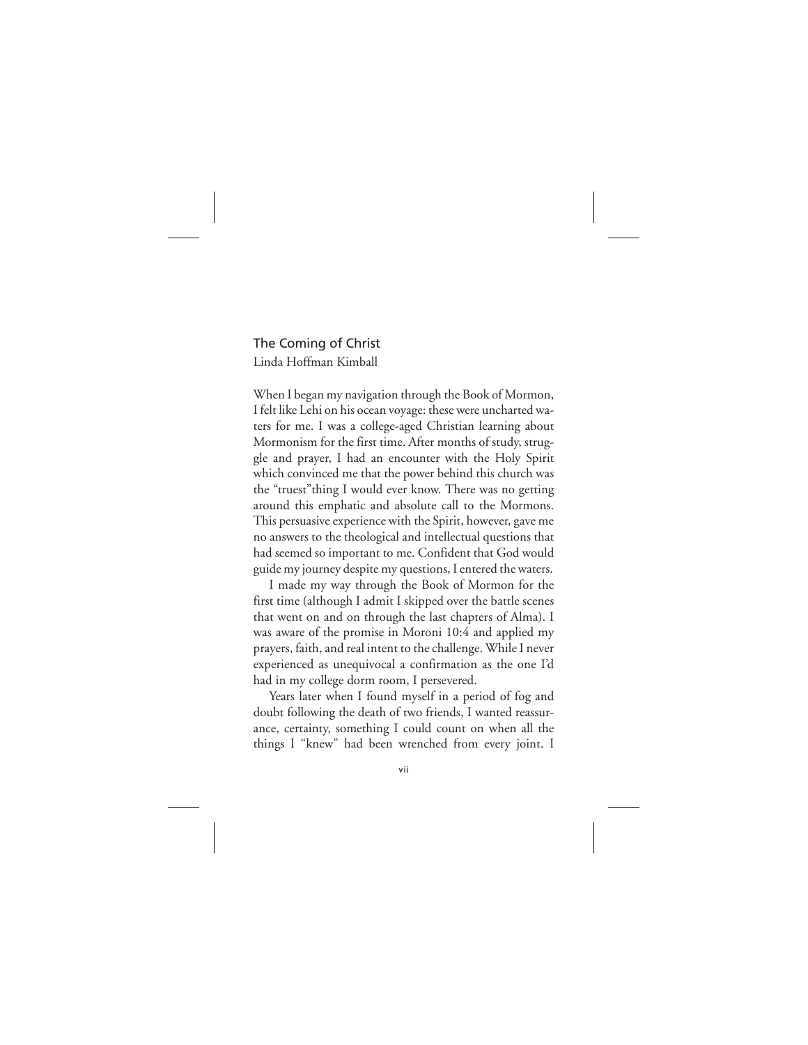## The Coming of Christ

Linda Hoffman Kimball

When I began my navigation through the Book of Mormon, I felt like Lehi on his ocean voyage: these were uncharted waters for me. I was a college-aged Christian learning about Mormonism for the first time. After months of study, struggle and prayer, I had an encounter with the Holy Spirit which convinced me that the power behind this church was the "truest"thing I would ever know. There was no getting around this emphatic and absolute call to the Mormons. This persuasive experience with the Spirit, however, gave me no answers to the theological and intellectual questions that had seemed so important to me. Confident that God would guide my journey despite my questions, I entered the waters.

I made my way through the Book of Mormon for the first time (although I admit I skipped over the battle scenes that went on and on through the last chapters of Alma). I was aware of the promise in Moroni 10:4 and applied my prayers, faith, and real intent to the challenge. While I never experienced as unequivocal a confirmation as the one I'd had in my college dorm room, I persevered.

Years later when I found myself in a period of fog and doubt following the death of two friends, I wanted reassurance, certainty, something I could count on when all the things I "knew" had been wrenched from every joint. I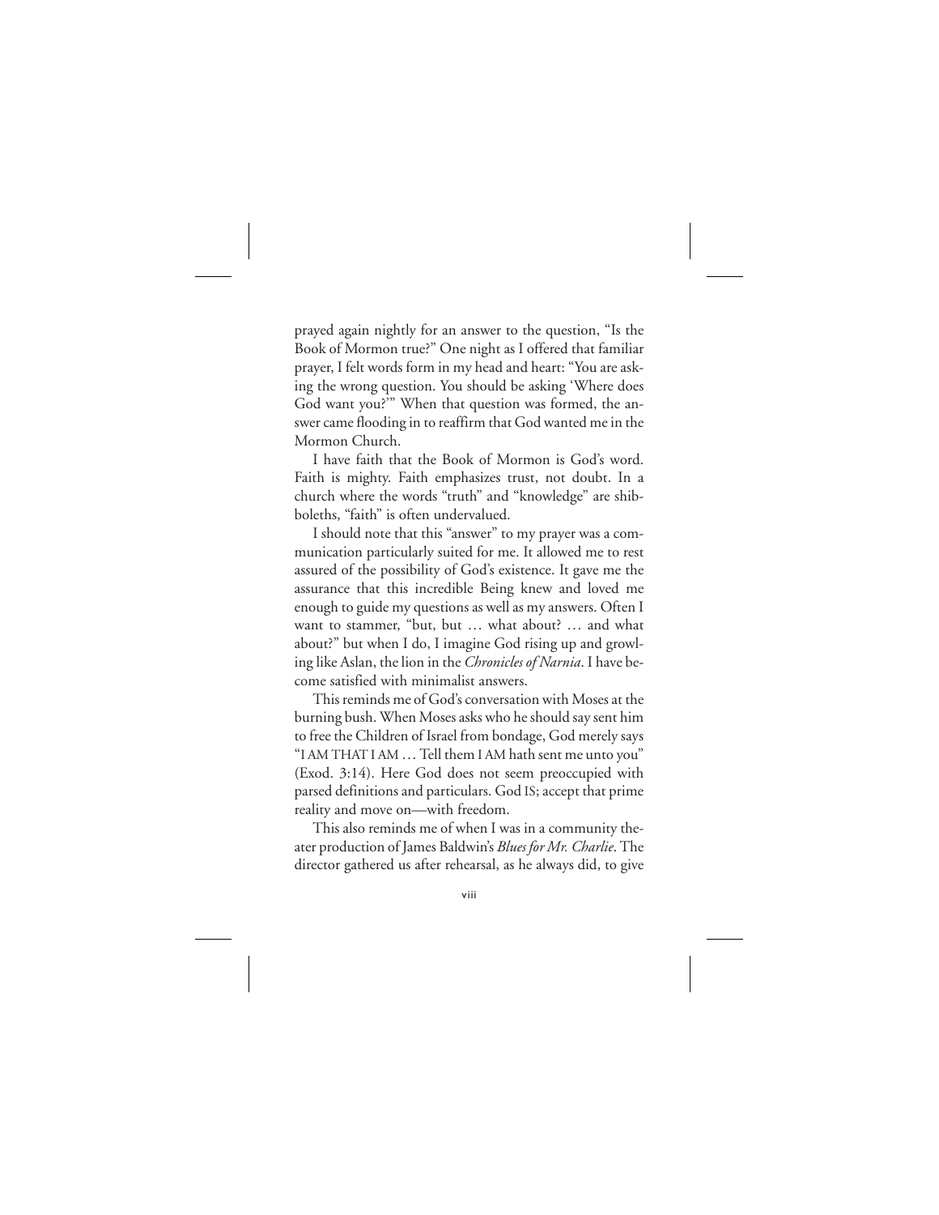prayed again nightly for an answer to the question, "Is the Book of Mormon true?" One night as I offered that familiar prayer, I felt words form in my head and heart: "You are asking the wrong question. You should be asking 'Where does God want you?'" When that question was formed, the answer came flooding in to reaffirm that God wanted me in the Mormon Church.

I have faith that the Book of Mormon is God's word. Faith is mighty. Faith emphasizes trust, not doubt. In a church where the words "truth" and "knowledge" are shibboleths, "faith" is often undervalued.

I should note that this "answer" to my prayer was a communication particularly suited for me. It allowed me to rest assured of the possibility of God's existence. It gave me the assurance that this incredible Being knew and loved me enough to guide my questions as well as my answers. Often I want to stammer, "but, but … what about? … and what about?" but when I do, I imagine God rising up and growling like Aslan, the lion in the *Chronicles of Narnia*. I have become satisfied with minimalist answers.

This reminds me of God's conversation with Moses at the burning bush. When Moses asks who he should say sent him to free the Children of Israel from bondage, God merely says "I AM THAT I AM … Tell them I AM hath sent me unto you" (Exod. 3:14). Here God does not seem preoccupied with parsed definitions and particulars. God IS; accept that prime reality and move on—with freedom.

This also reminds me of when I was in a community theater production of James Baldwin's *Blues for Mr. Charlie*. The director gathered us after rehearsal, as he always did, to give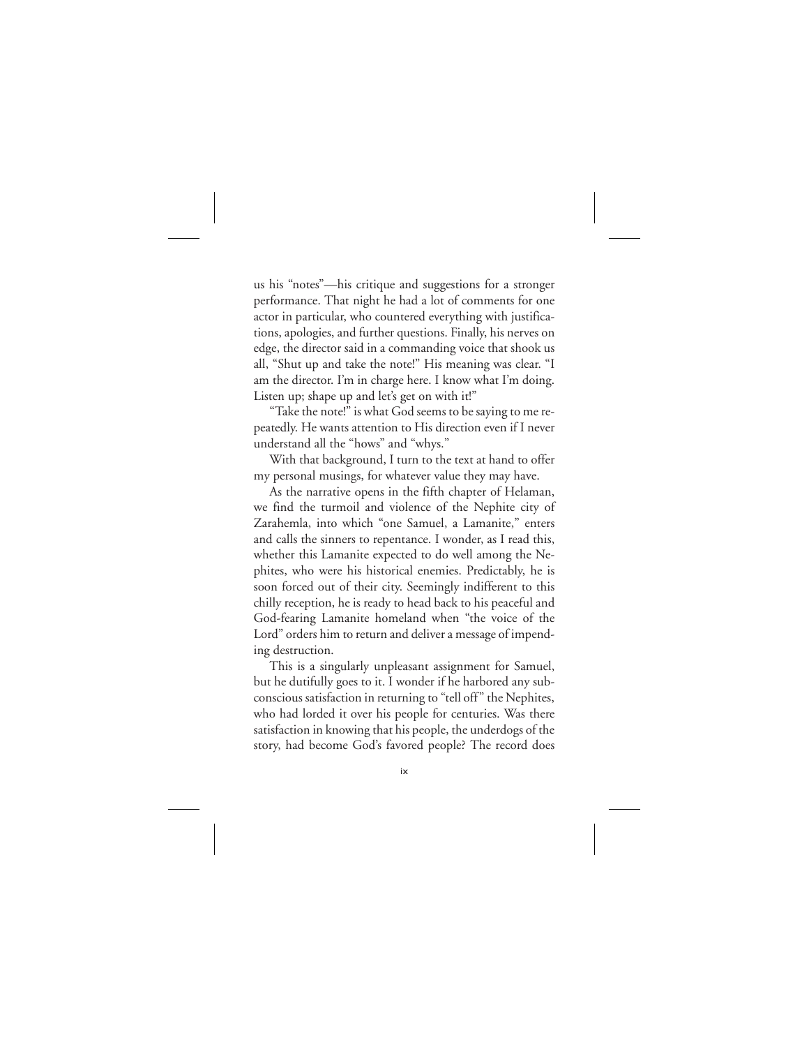us his "notes"—his critique and suggestions for a stronger performance. That night he had a lot of comments for one actor in particular, who countered everything with justifications, apologies, and further questions. Finally, his nerves on edge, the director said in a commanding voice that shook us all, "Shut up and take the note!" His meaning was clear. "I am the director. I'm in charge here. I know what I'm doing. Listen up; shape up and let's get on with it!"

"Take the note!" is what God seems to be saying to me repeatedly. He wants attention to His direction even if I never understand all the "hows" and "whys."

With that background, I turn to the text at hand to offer my personal musings, for whatever value they may have.

As the narrative opens in the fifth chapter of Helaman, we find the turmoil and violence of the Nephite city of Zarahemla, into which "one Samuel, a Lamanite," enters and calls the sinners to repentance. I wonder, as I read this, whether this Lamanite expected to do well among the Nephites, who were his historical enemies. Predictably, he is soon forced out of their city. Seemingly indifferent to this chilly reception, he is ready to head back to his peaceful and God-fearing Lamanite homeland when "the voice of the Lord" orders him to return and deliver a message of impending destruction.

This is a singularly unpleasant assignment for Samuel, but he dutifully goes to it. I wonder if he harbored any subconscious satisfaction in returning to "tell off" the Nephites, who had lorded it over his people for centuries. Was there satisfaction in knowing that his people, the underdogs of the story, had become God's favored people? The record does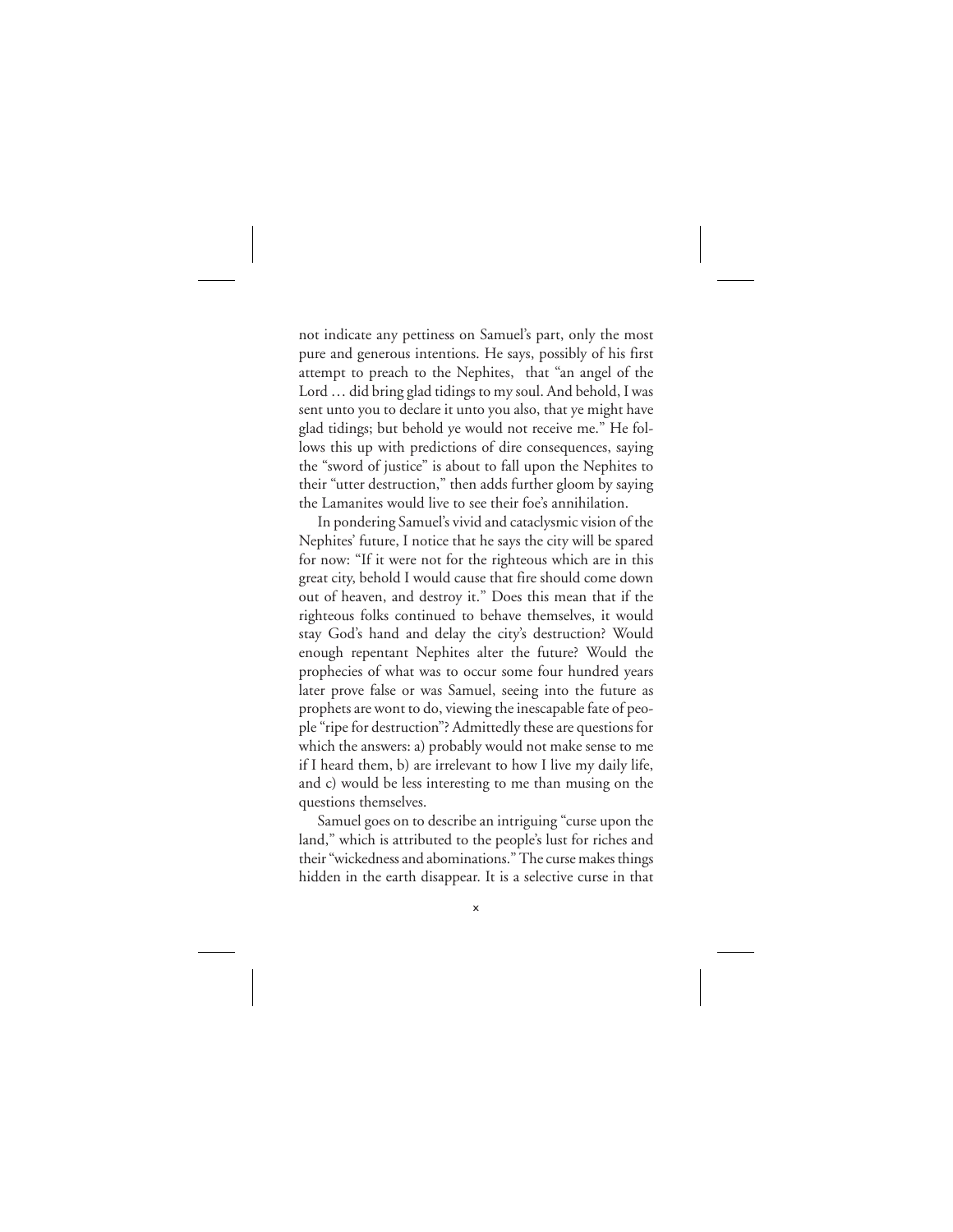not indicate any pettiness on Samuel's part, only the most pure and generous intentions. He says, possibly of his first attempt to preach to the Nephites, that "an angel of the Lord … did bring glad tidings to my soul. And behold, I was sent unto you to declare it unto you also, that ye might have glad tidings; but behold ye would not receive me." He follows this up with predictions of dire consequences, saying the "sword of justice" is about to fall upon the Nephites to their "utter destruction," then adds further gloom by saying the Lamanites would live to see their foe's annihilation.

In pondering Samuel's vivid and cataclysmic vision of the Nephites' future, I notice that he says the city will be spared for now: "If it were not for the righteous which are in this great city, behold I would cause that fire should come down out of heaven, and destroy it." Does this mean that if the righteous folks continued to behave themselves, it would stay God's hand and delay the city's destruction? Would enough repentant Nephites alter the future? Would the prophecies of what was to occur some four hundred years later prove false or was Samuel, seeing into the future as prophets are wont to do, viewing the inescapable fate of people "ripe for destruction"? Admittedly these are questions for which the answers: a) probably would not make sense to me if I heard them, b) are irrelevant to how I live my daily life, and c) would be less interesting to me than musing on the questions themselves.

Samuel goes on to describe an intriguing "curse upon the land," which is attributed to the people's lust for riches and their "wickedness and abominations." The curse makes things hidden in the earth disappear. It is a selective curse in that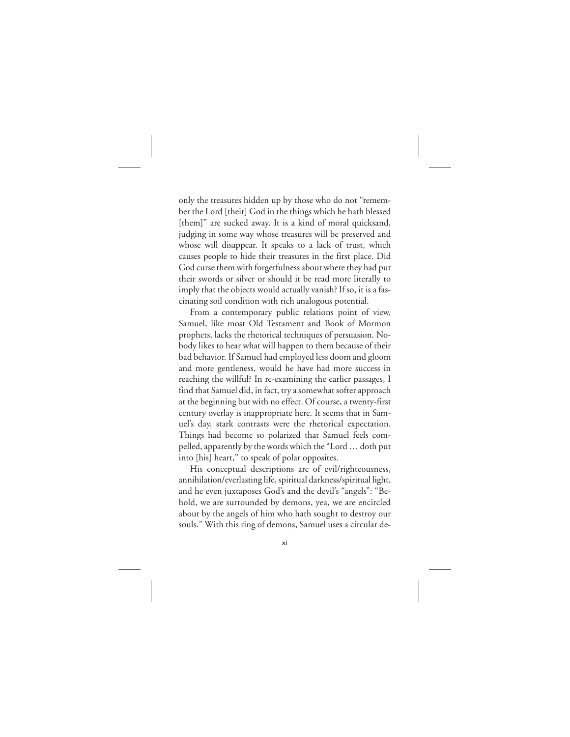only the treasures hidden up by those who do not "remember the Lord [their] God in the things which he hath blessed [them]" are sucked away. It is a kind of moral quicksand, judging in some way whose treasures will be preserved and whose will disappear. It speaks to a lack of trust, which causes people to hide their treasures in the first place. Did God curse them with forgetfulness about where they had put their swords or silver or should it be read more literally to imply that the objects would actually vanish? If so, it is a fascinating soil condition with rich analogous potential.

From a contemporary public relations point of view, Samuel, like most Old Testament and Book of Mormon prophets, lacks the rhetorical techniques of persuasion. Nobody likes to hear what will happen to them because of their bad behavior. If Samuel had employed less doom and gloom and more gentleness, would he have had more success in reaching the willful? In re-examining the earlier passages, I find that Samuel did, in fact, try a somewhat softer approach at the beginning but with no effect. Of course, a twenty-first century overlay is inappropriate here. It seems that in Samuel's day, stark contrasts were the rhetorical expectation. Things had become so polarized that Samuel feels compelled, apparently by the words which the "Lord … doth put into [his] heart," to speak of polar opposites.

His conceptual descriptions are of evil/righteousness, annihilation/everlasting life, spiritual darkness/spiritual light, and he even juxtaposes God's and the devil's "angels": "Behold, we are surrounded by demons, yea, we are encircled about by the angels of him who hath sought to destroy our souls." With this ring of demons, Samuel uses a circular de-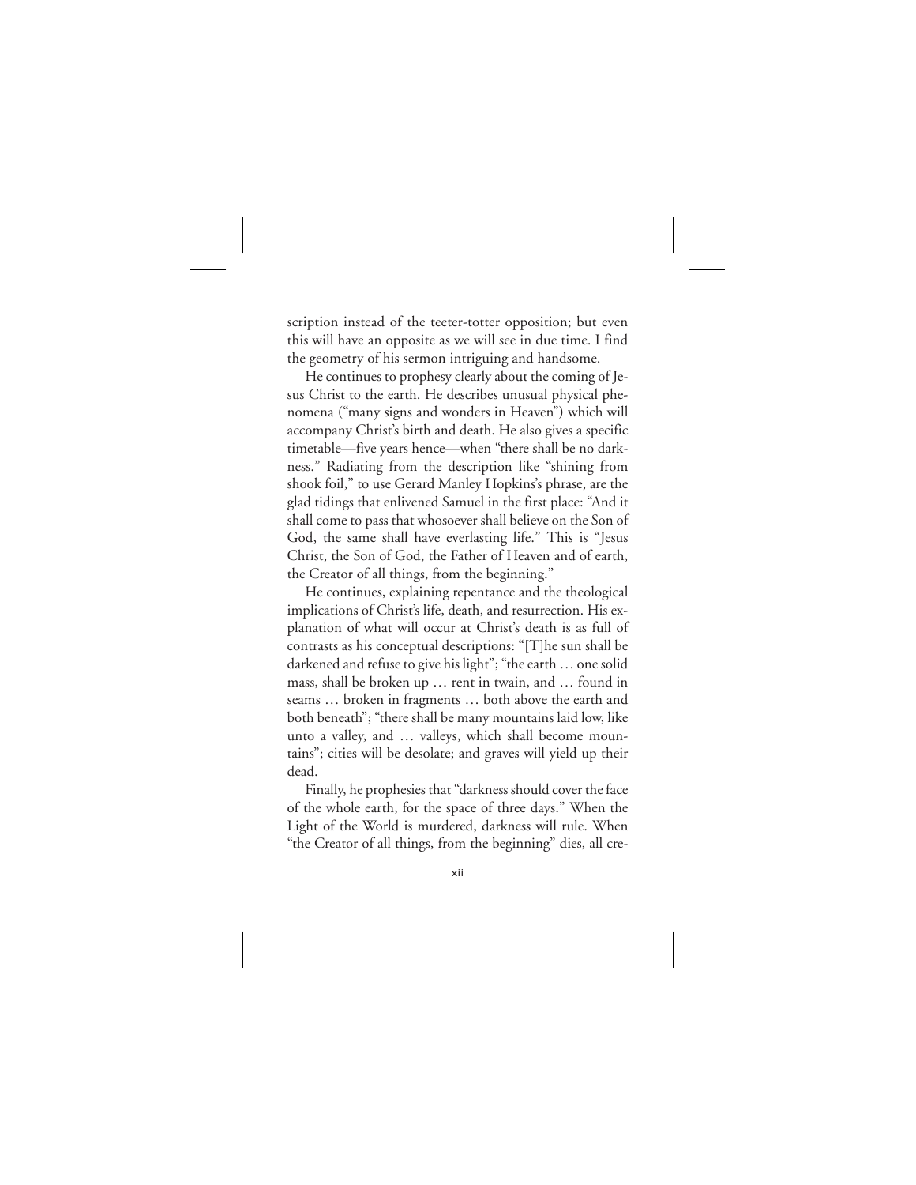scription instead of the teeter-totter opposition; but even this will have an opposite as we will see in due time. I find the geometry of his sermon intriguing and handsome.

He continues to prophesy clearly about the coming of Jesus Christ to the earth. He describes unusual physical phenomena ("many signs and wonders in Heaven") which will accompany Christ's birth and death. He also gives a specific timetable—five years hence—when "there shall be no darkness." Radiating from the description like "shining from shook foil," to use Gerard Manley Hopkins's phrase, are the glad tidings that enlivened Samuel in the first place: "And it shall come to pass that whosoever shall believe on the Son of God, the same shall have everlasting life." This is "Jesus Christ, the Son of God, the Father of Heaven and of earth, the Creator of all things, from the beginning."

He continues, explaining repentance and the theological implications of Christ's life, death, and resurrection. His explanation of what will occur at Christ's death is as full of contrasts as his conceptual descriptions: "[T]he sun shall be darkened and refuse to give his light"; "the earth … one solid mass, shall be broken up … rent in twain, and … found in seams … broken in fragments … both above the earth and both beneath"; "there shall be many mountains laid low, like unto a valley, and … valleys, which shall become mountains"; cities will be desolate; and graves will yield up their dead.

Finally, he prophesies that "darkness should cover the face of the whole earth, for the space of three days." When the Light of the World is murdered, darkness will rule. When "the Creator of all things, from the beginning" dies, all cre-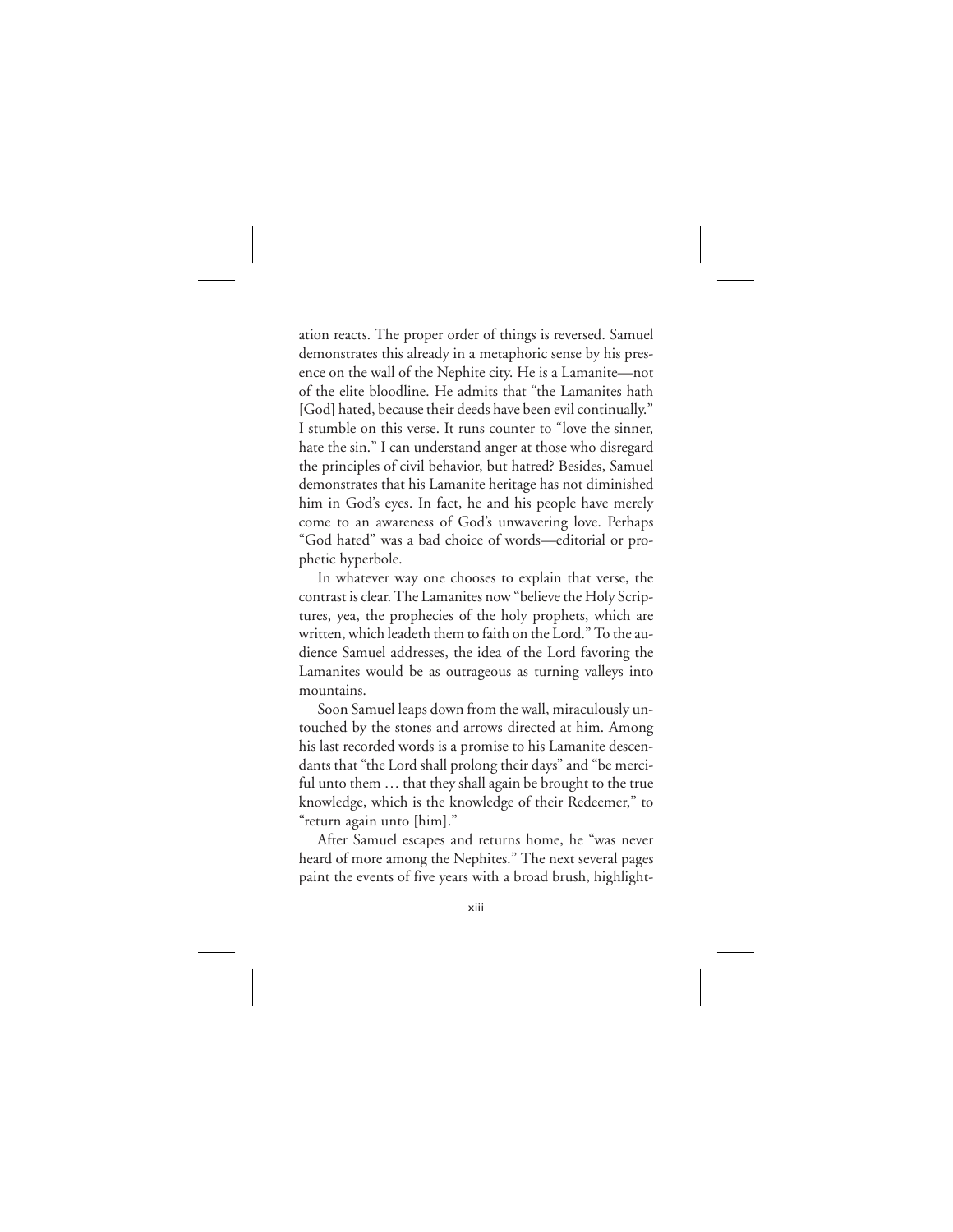ation reacts. The proper order of things is reversed. Samuel demonstrates this already in a metaphoric sense by his presence on the wall of the Nephite city. He is a Lamanite—not of the elite bloodline. He admits that "the Lamanites hath [God] hated, because their deeds have been evil continually." I stumble on this verse. It runs counter to "love the sinner, hate the sin." I can understand anger at those who disregard the principles of civil behavior, but hatred? Besides, Samuel demonstrates that his Lamanite heritage has not diminished him in God's eyes. In fact, he and his people have merely come to an awareness of God's unwavering love. Perhaps "God hated" was a bad choice of words—editorial or prophetic hyperbole.

In whatever way one chooses to explain that verse, the contrast is clear. The Lamanites now "believe the Holy Scriptures, yea, the prophecies of the holy prophets, which are written, which leadeth them to faith on the Lord." To the audience Samuel addresses, the idea of the Lord favoring the Lamanites would be as outrageous as turning valleys into mountains.

Soon Samuel leaps down from the wall, miraculously untouched by the stones and arrows directed at him. Among his last recorded words is a promise to his Lamanite descendants that "the Lord shall prolong their days" and "be merciful unto them … that they shall again be brought to the true knowledge, which is the knowledge of their Redeemer," to "return again unto [him]."

After Samuel escapes and returns home, he "was never heard of more among the Nephites." The next several pages paint the events of five years with a broad brush, highlight-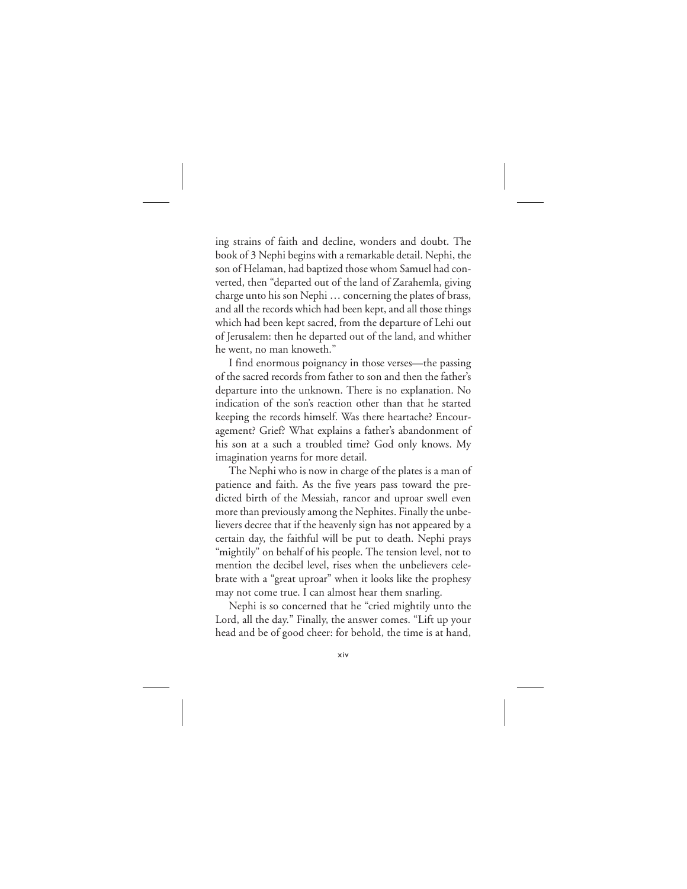ing strains of faith and decline, wonders and doubt. The book of 3 Nephi begins with a remarkable detail. Nephi, the son of Helaman, had baptized those whom Samuel had converted, then "departed out of the land of Zarahemla, giving charge unto his son Nephi … concerning the plates of brass, and all the records which had been kept, and all those things which had been kept sacred, from the departure of Lehi out of Jerusalem: then he departed out of the land, and whither he went, no man knoweth."

I find enormous poignancy in those verses—the passing of the sacred records from father to son and then the father's departure into the unknown. There is no explanation. No indication of the son's reaction other than that he started keeping the records himself. Was there heartache? Encouragement? Grief? What explains a father's abandonment of his son at a such a troubled time? God only knows. My imagination yearns for more detail.

The Nephi who is now in charge of the plates is a man of patience and faith. As the five years pass toward the predicted birth of the Messiah, rancor and uproar swell even more than previously among the Nephites. Finally the unbelievers decree that if the heavenly sign has not appeared by a certain day, the faithful will be put to death. Nephi prays "mightily" on behalf of his people. The tension level, not to mention the decibel level, rises when the unbelievers celebrate with a "great uproar" when it looks like the prophesy may not come true. I can almost hear them snarling.

Nephi is so concerned that he "cried mightily unto the Lord, all the day." Finally, the answer comes. "Lift up your head and be of good cheer: for behold, the time is at hand,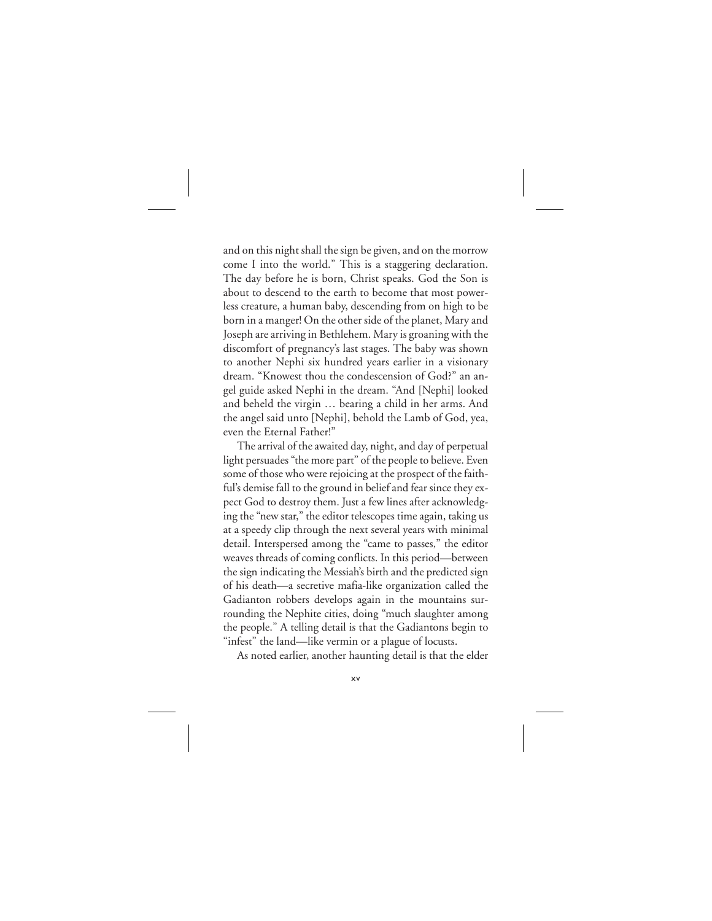and on this night shall the sign be given, and on the morrow come I into the world." This is a staggering declaration. The day before he is born, Christ speaks. God the Son is about to descend to the earth to become that most powerless creature, a human baby, descending from on high to be born in a manger! On the other side of the planet, Mary and Joseph are arriving in Bethlehem. Mary is groaning with the discomfort of pregnancy's last stages. The baby was shown to another Nephi six hundred years earlier in a visionary dream. "Knowest thou the condescension of God?" an angel guide asked Nephi in the dream. "And [Nephi] looked and beheld the virgin … bearing a child in her arms. And the angel said unto [Nephi], behold the Lamb of God, yea, even the Eternal Father!"

The arrival of the awaited day, night, and day of perpetual light persuades "the more part" of the people to believe. Even some of those who were rejoicing at the prospect of the faithful's demise fall to the ground in belief and fear since they expect God to destroy them. Just a few lines after acknowledging the "new star," the editor telescopes time again, taking us at a speedy clip through the next several years with minimal detail. Interspersed among the "came to passes," the editor weaves threads of coming conflicts. In this period—between the sign indicating the Messiah's birth and the predicted sign of his death—a secretive mafia-like organization called the Gadianton robbers develops again in the mountains surrounding the Nephite cities, doing "much slaughter among the people." A telling detail is that the Gadiantons begin to "infest" the land—like vermin or a plague of locusts.

As noted earlier, another haunting detail is that the elder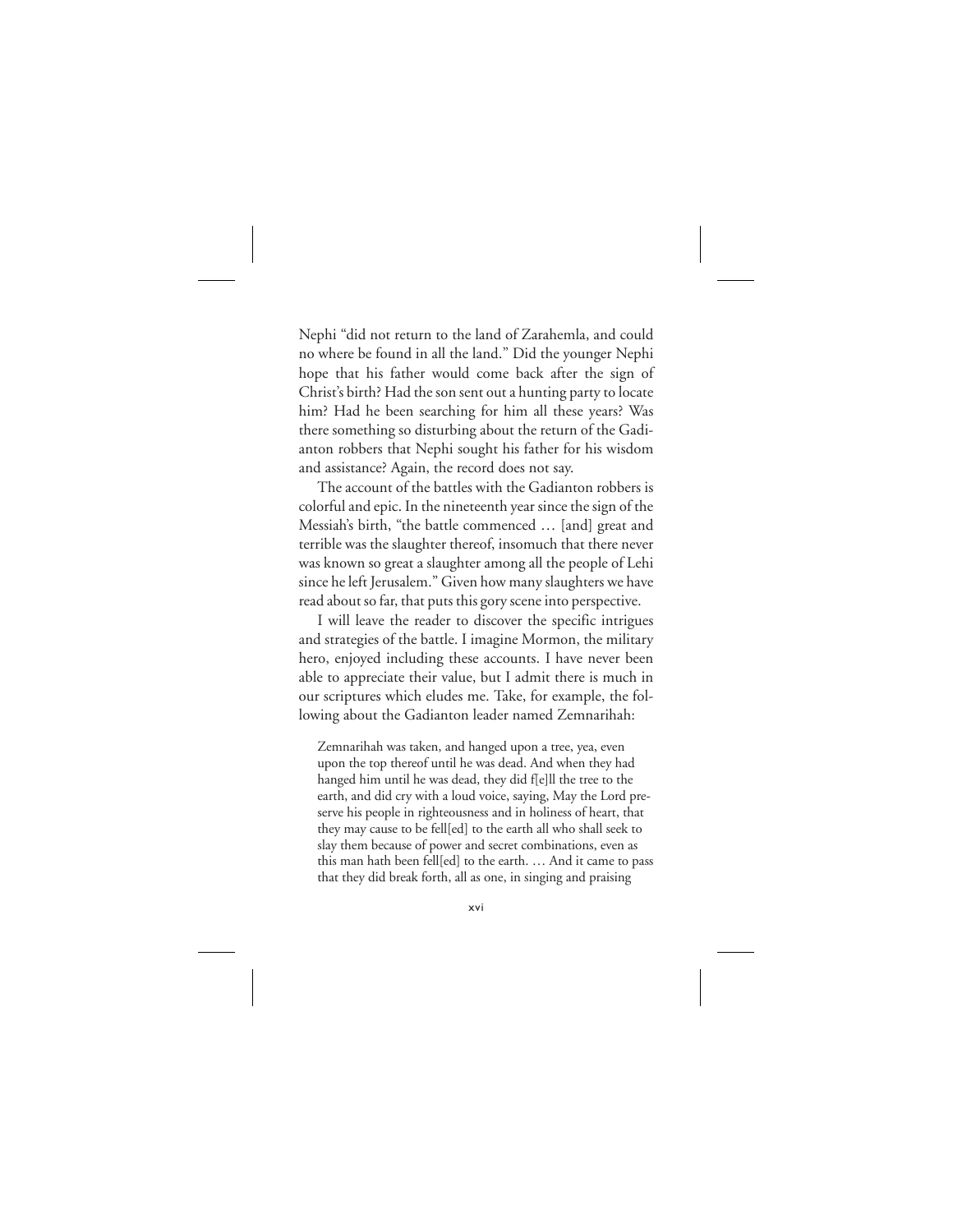Nephi "did not return to the land of Zarahemla, and could no where be found in all the land." Did the younger Nephi hope that his father would come back after the sign of Christ's birth? Had the son sent out a hunting party to locate him? Had he been searching for him all these years? Was there something so disturbing about the return of the Gadianton robbers that Nephi sought his father for his wisdom and assistance? Again, the record does not say.

The account of the battles with the Gadianton robbers is colorful and epic. In the nineteenth year since the sign of the Messiah's birth, "the battle commenced … [and] great and terrible was the slaughter thereof, insomuch that there never was known so great a slaughter among all the people of Lehi since he left Jerusalem." Given how many slaughters we have read about so far, that puts this gory scene into perspective.

I will leave the reader to discover the specific intrigues and strategies of the battle. I imagine Mormon, the military hero, enjoyed including these accounts. I have never been able to appreciate their value, but I admit there is much in our scriptures which eludes me. Take, for example, the following about the Gadianton leader named Zemnarihah:

> Zemnarihah was taken, and hanged upon a tree, yea, even upon the top thereof until he was dead. And when they had hanged him until he was dead, they did f[e]ll the tree to the earth, and did cry with a loud voice, saying, May the Lord preserve his people in righteousness and in holiness of heart, that they may cause to be fell[ed] to the earth all who shall seek to slay them because of power and secret combinations, even as this man hath been fell[ed] to the earth. … And it came to pass that they did break forth, all as one, in singing and praising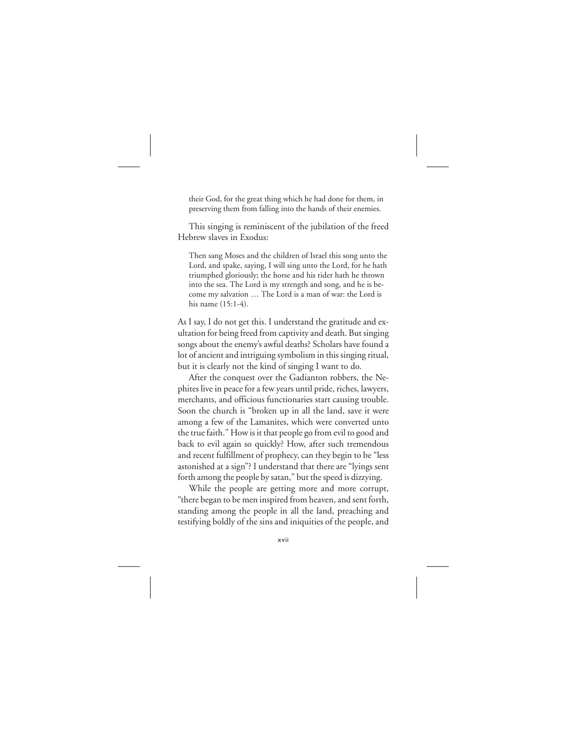> their God, for the great thing which he had done for them, in preserving them from falling into the hands of their enemies.

This singing is reminiscent of the jubilation of the freed Hebrew slaves in Exodus:

> Then sang Moses and the children of Israel this song unto the Lord, and spake, saying, I will sing unto the Lord, for he hath triumphed gloriously; the horse and his rider hath he thrown into the sea. The Lord is my strength and song, and he is become my salvation … The Lord is a man of war: the Lord is his name (15:1-4).

As I say, I do not get this. I understand the gratitude and exultation for being freed from captivity and death. But singing songs about the enemy's awful deaths? Scholars have found a lot of ancient and intriguing symbolism in this singing ritual, but it is clearly not the kind of singing I want to do.

After the conquest over the Gadianton robbers, the Nephites live in peace for a few years until pride, riches, lawyers, merchants, and officious functionaries start causing trouble. Soon the church is "broken up in all the land, save it were among a few of the Lamanites, which were converted unto the true faith." How is it that people go from evil to good and back to evil again so quickly? How, after such tremendous and recent fulfillment of prophecy, can they begin to be "less astonished at a sign"? I understand that there are "lyings sent forth among the people by satan," but the speed is dizzying.

While the people are getting more and more corrupt, "there began to be men inspired from heaven, and sent forth, standing among the people in all the land, preaching and testifying boldly of the sins and iniquities of the people, and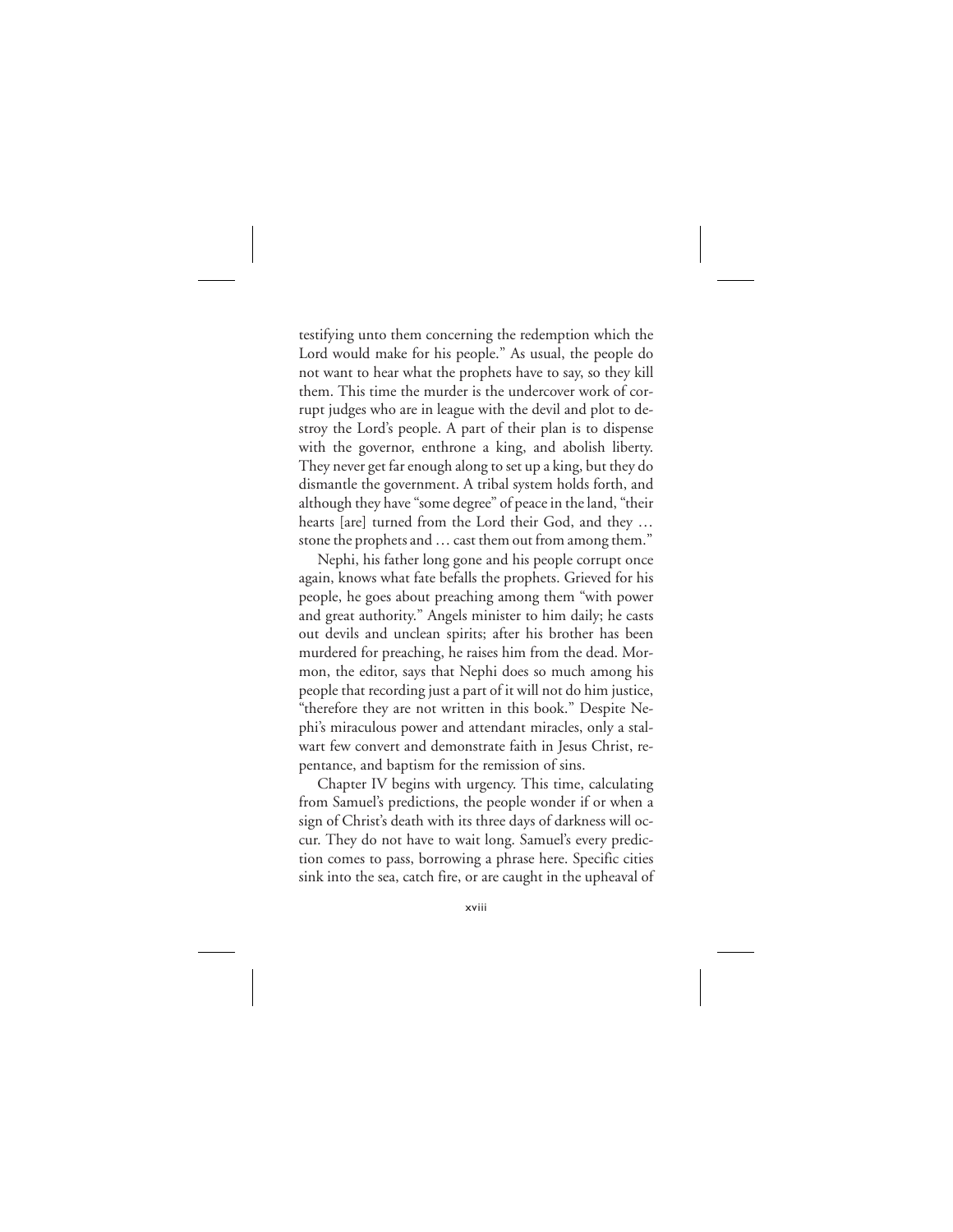testifying unto them concerning the redemption which the Lord would make for his people." As usual, the people do not want to hear what the prophets have to say, so they kill them. This time the murder is the undercover work of corrupt judges who are in league with the devil and plot to destroy the Lord's people. A part of their plan is to dispense with the governor, enthrone a king, and abolish liberty. They never get far enough along to set up a king, but they do dismantle the government. A tribal system holds forth, and although they have "some degree" of peace in the land, "their hearts [are] turned from the Lord their God, and they … stone the prophets and … cast them out from among them."

Nephi, his father long gone and his people corrupt once again, knows what fate befalls the prophets. Grieved for his people, he goes about preaching among them "with power and great authority." Angels minister to him daily; he casts out devils and unclean spirits; after his brother has been murdered for preaching, he raises him from the dead. Mormon, the editor, says that Nephi does so much among his people that recording just a part of it will not do him justice, "therefore they are not written in this book." Despite Nephi's miraculous power and attendant miracles, only a stalwart few convert and demonstrate faith in Jesus Christ, repentance, and baptism for the remission of sins.

Chapter IV begins with urgency. This time, calculating from Samuel's predictions, the people wonder if or when a sign of Christ's death with its three days of darkness will occur. They do not have to wait long. Samuel's every prediction comes to pass, borrowing a phrase here. Specific cities sink into the sea, catch fire, or are caught in the upheaval of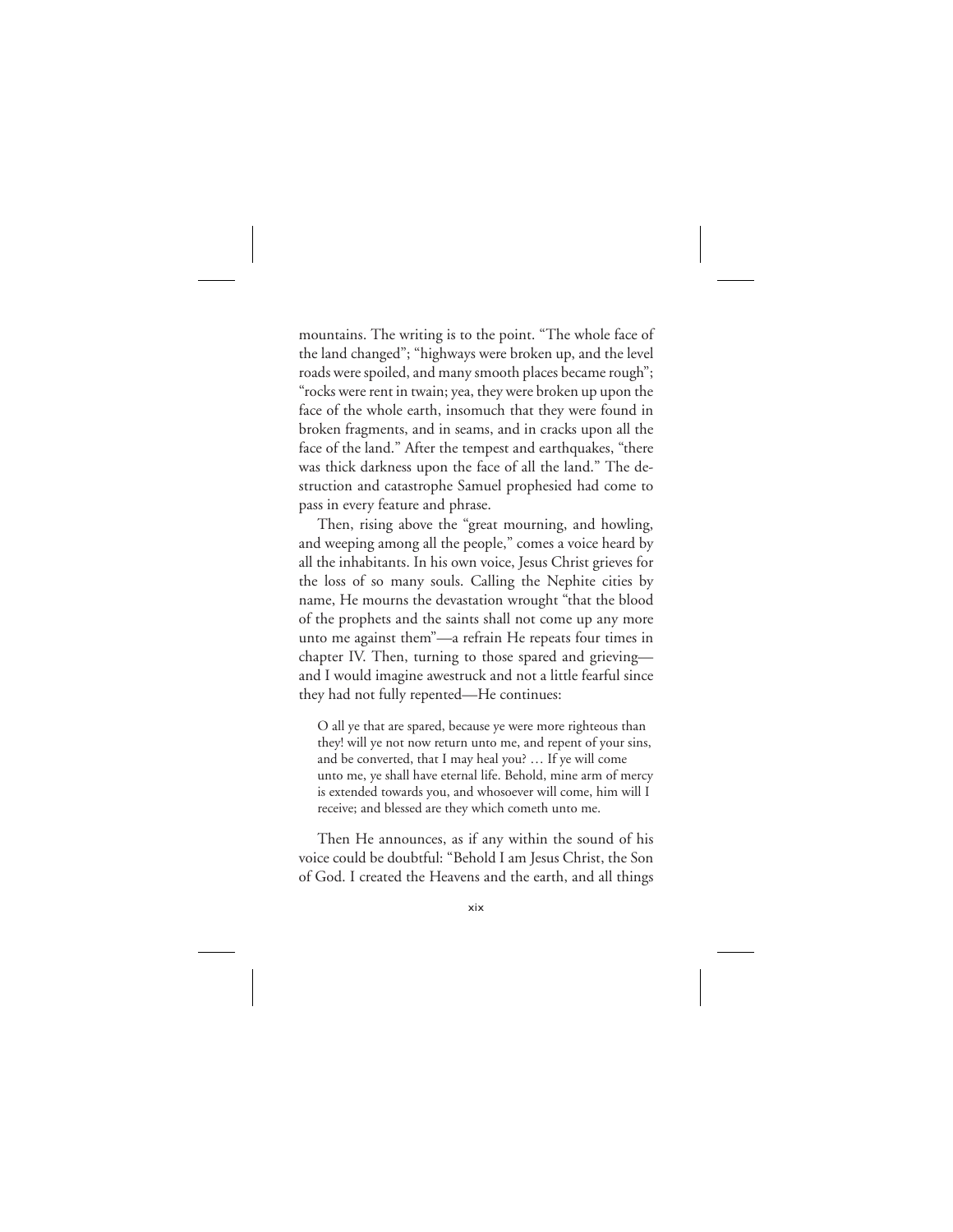mountains. The writing is to the point. "The whole face of the land changed"; "highways were broken up, and the level roads were spoiled, and many smooth places became rough"; "rocks were rent in twain; yea, they were broken up upon the face of the whole earth, insomuch that they were found in broken fragments, and in seams, and in cracks upon all the face of the land." After the tempest and earthquakes, "there was thick darkness upon the face of all the land." The destruction and catastrophe Samuel prophesied had come to pass in every feature and phrase.

Then, rising above the "great mourning, and howling, and weeping among all the people," comes a voice heard by all the inhabitants. In his own voice, Jesus Christ grieves for the loss of so many souls. Calling the Nephite cities by name, He mourns the devastation wrought "that the blood of the prophets and the saints shall not come up any more unto me against them"—a refrain He repeats four times in chapter IV. Then, turning to those spared and grieving—and I would imagine awestruck and not a little fearful since they had not fully repented—He continues:

> O all ye that are spared, because ye were more righteous than they! will ye not now return unto me, and repent of your sins, and be converted, that I may heal you? … If ye will come unto me, ye shall have eternal life. Behold, mine arm of mercy is extended towards you, and whosoever will come, him will I receive; and blessed are they which cometh unto me.

Then He announces, as if any within the sound of his voice could be doubtful: "Behold I am Jesus Christ, the Son of God. I created the Heavens and the earth, and all things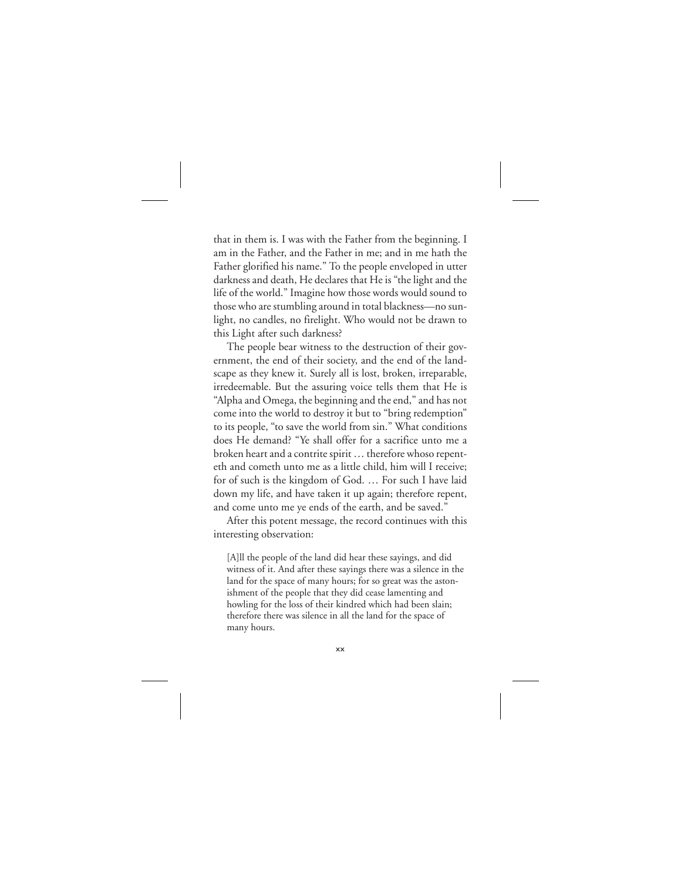that in them is. I was with the Father from the beginning. I am in the Father, and the Father in me; and in me hath the Father glorified his name." To the people enveloped in utter darkness and death, He declares that He is "the light and the life of the world." Imagine how those words would sound to those who are stumbling around in total blackness—no sunlight, no candles, no firelight. Who would not be drawn to this Light after such darkness?

The people bear witness to the destruction of their government, the end of their society, and the end of the landscape as they knew it. Surely all is lost, broken, irreparable, irredeemable. But the assuring voice tells them that He is "Alpha and Omega, the beginning and the end," and has not come into the world to destroy it but to "bring redemption" to its people, "to save the world from sin." What conditions does He demand? "Ye shall offer for a sacrifice unto me a broken heart and a contrite spirit … therefore whoso repenteth and cometh unto me as a little child, him will I receive; for of such is the kingdom of God. … For such I have laid down my life, and have taken it up again; therefore repent, and come unto me ye ends of the earth, and be saved."

After this potent message, the record continues with this interesting observation:

> [A]ll the people of the land did hear these sayings, and did witness of it. And after these sayings there was a silence in the land for the space of many hours; for so great was the astonishment of the people that they did cease lamenting and howling for the loss of their kindred which had been slain; therefore there was silence in all the land for the space of many hours.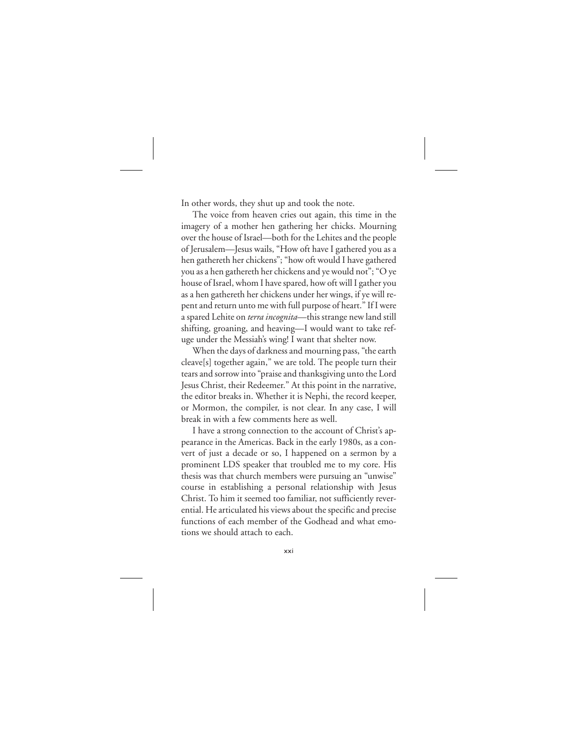In other words, they shut up and took the note.

The voice from heaven cries out again, this time in the imagery of a mother hen gathering her chicks. Mourning over the house of Israel—both for the Lehites and the people of Jerusalem—Jesus wails, "How oft have I gathered you as a hen gathereth her chickens"; "how oft would I have gathered you as a hen gathereth her chickens and ye would not"; "O ye house of Israel, whom I have spared, how oft will I gather you as a hen gathereth her chickens under her wings, if ye will repent and return unto me with full purpose of heart." If I were a spared Lehite on *terra incognita*—this strange new land still shifting, groaning, and heaving—I would want to take refuge under the Messiah's wing! I want that shelter now.

When the days of darkness and mourning pass, "the earth cleave[s] together again," we are told. The people turn their tears and sorrow into "praise and thanksgiving unto the Lord Jesus Christ, their Redeemer." At this point in the narrative, the editor breaks in. Whether it is Nephi, the record keeper, or Mormon, the compiler, is not clear. In any case, I will break in with a few comments here as well.

I have a strong connection to the account of Christ's appearance in the Americas. Back in the early 1980s, as a convert of just a decade or so, I happened on a sermon by a prominent LDS speaker that troubled me to my core. His thesis was that church members were pursuing an "unwise" course in establishing a personal relationship with Jesus Christ. To him it seemed too familiar, not sufficiently reverential. He articulated his views about the specific and precise functions of each member of the Godhead and what emotions we should attach to each.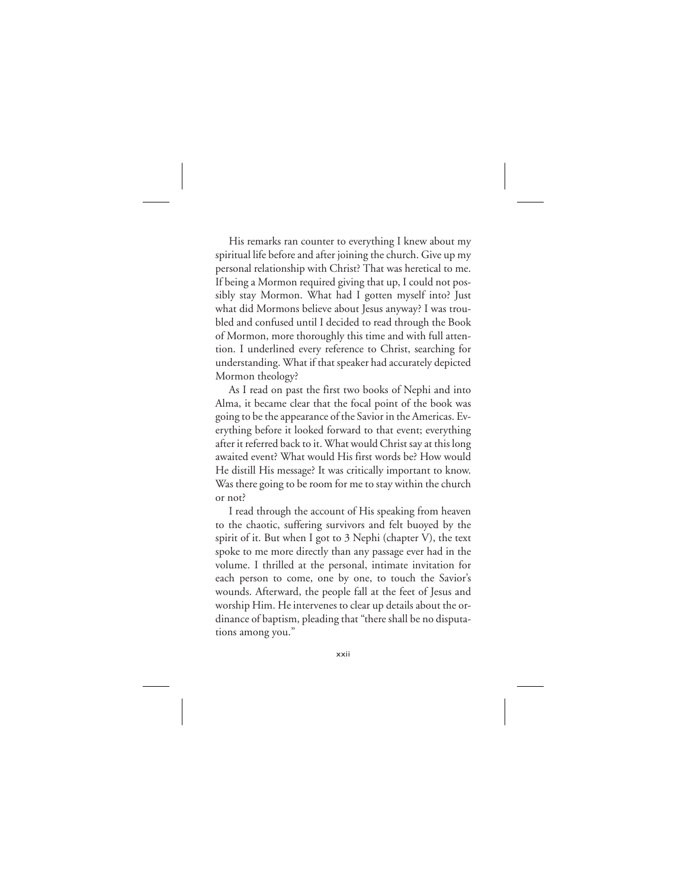His remarks ran counter to everything I knew about my spiritual life before and after joining the church. Give up my personal relationship with Christ? That was heretical to me. If being a Mormon required giving that up, I could not possibly stay Mormon. What had I gotten myself into? Just what did Mormons believe about Jesus anyway? I was troubled and confused until I decided to read through the Book of Mormon, more thoroughly this time and with full attention. I underlined every reference to Christ, searching for understanding. What if that speaker had accurately depicted Mormon theology?

As I read on past the first two books of Nephi and into Alma, it became clear that the focal point of the book was going to be the appearance of the Savior in the Americas. Everything before it looked forward to that event; everything after it referred back to it. What would Christ say at this long awaited event? What would His first words be? How would He distill His message? It was critically important to know. Was there going to be room for me to stay within the church or not?

I read through the account of His speaking from heaven to the chaotic, suffering survivors and felt buoyed by the spirit of it. But when I got to 3 Nephi (chapter V), the text spoke to me more directly than any passage ever had in the volume. I thrilled at the personal, intimate invitation for each person to come, one by one, to touch the Savior's wounds. Afterward, the people fall at the feet of Jesus and worship Him. He intervenes to clear up details about the ordinance of baptism, pleading that "there shall be no disputations among you."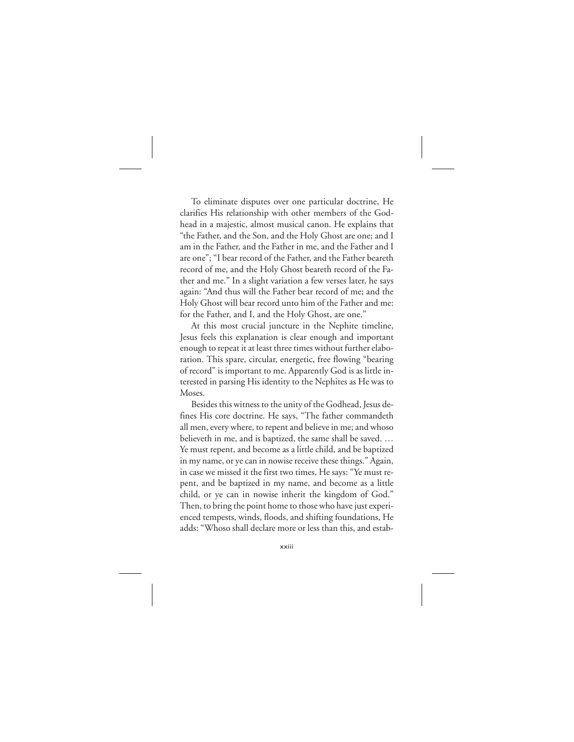To eliminate disputes over one particular doctrine, He clarifies His relationship with other members of the Godhead in a majestic, almost musical canon. He explains that "the Father, and the Son, and the Holy Ghost are one; and I am in the Father, and the Father in me, and the Father and I are one"; "I bear record of the Father, and the Father beareth record of me, and the Holy Ghost beareth record of the Father and me." In a slight variation a few verses later, he says again: "And thus will the Father bear record of me; and the Holy Ghost will bear record unto him of the Father and me: for the Father, and I, and the Holy Ghost, are one."

At this most crucial juncture in the Nephite timeline, Jesus feels this explanation is clear enough and important enough to repeat it at least three times without further elaboration. This spare, circular, energetic, free flowing "bearing of record" is important to me. Apparently God is as little interested in parsing His identity to the Nephites as He was to Moses.

Besides this witness to the unity of the Godhead, Jesus defines His core doctrine. He says, "The father commandeth all men, every where, to repent and believe in me; and whoso believeth in me, and is baptized, the same shall be saved. … Ye must repent, and become as a little child, and be baptized in my name, or ye can in nowise receive these things." Again, in case we missed it the first two times, He says: "Ye must repent, and be baptized in my name, and become as a little child, or ye can in nowise inherit the kingdom of God." Then, to bring the point home to those who have just experienced tempests, winds, floods, and shifting foundations, He adds: "Whoso shall declare more or less than this, and estab-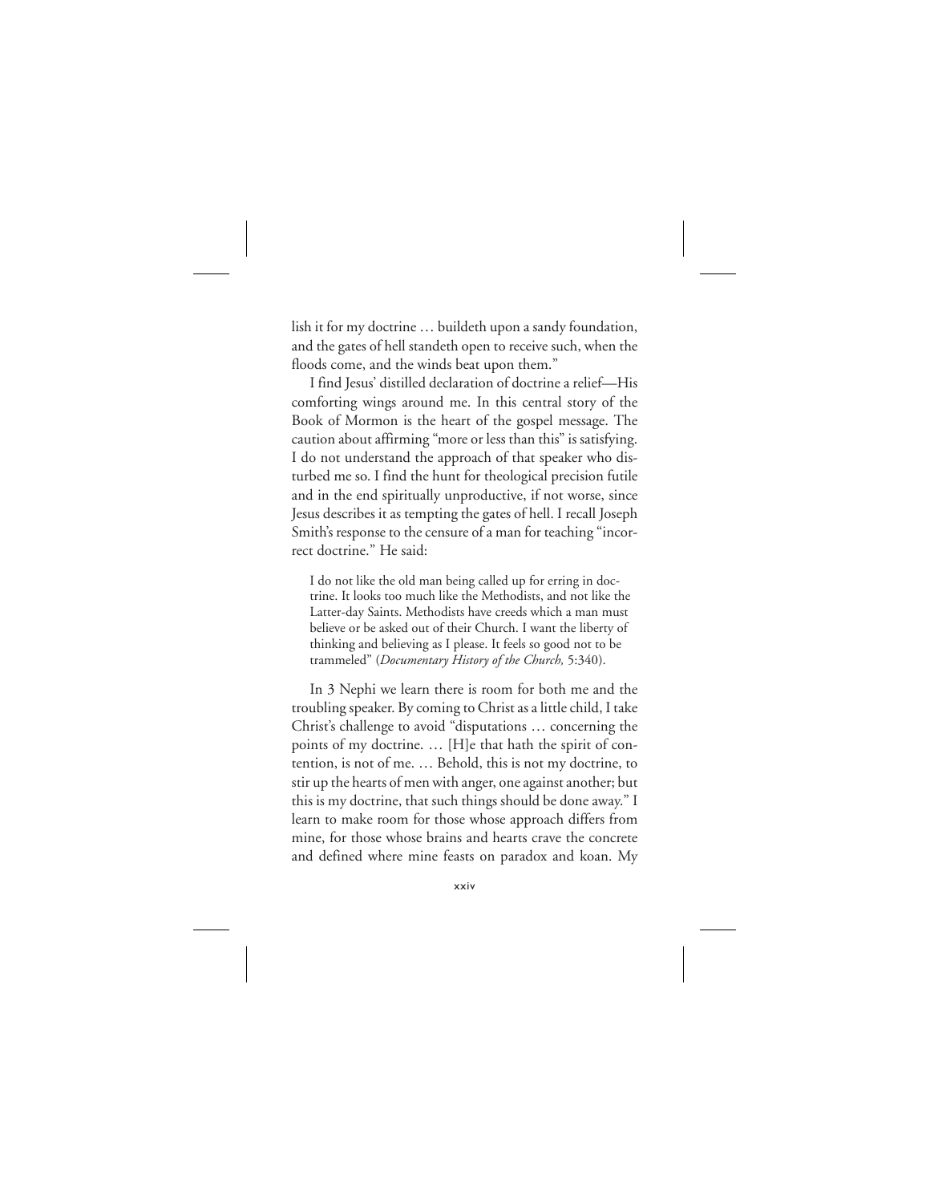lish it for my doctrine … buildeth upon a sandy foundation, and the gates of hell standeth open to receive such, when the floods come, and the winds beat upon them."

I find Jesus' distilled declaration of doctrine a relief—His comforting wings around me. In this central story of the Book of Mormon is the heart of the gospel message. The caution about affirming "more or less than this" is satisfying. I do not understand the approach of that speaker who disturbed me so. I find the hunt for theological precision futile and in the end spiritually unproductive, if not worse, since Jesus describes it as tempting the gates of hell. I recall Joseph Smith's response to the censure of a man for teaching "incorrect doctrine." He said:

> I do not like the old man being called up for erring in doctrine. It looks too much like the Methodists, and not like the Latter-day Saints. Methodists have creeds which a man must believe or be asked out of their Church. I want the liberty of thinking and believing as I please. It feels so good not to be trammeled" (*Documentary History of the Church,* 5:340).

In 3 Nephi we learn there is room for both me and the troubling speaker. By coming to Christ as a little child, I take Christ's challenge to avoid "disputations … concerning the points of my doctrine. … [H]e that hath the spirit of contention, is not of me. … Behold, this is not my doctrine, to stir up the hearts of men with anger, one against another; but this is my doctrine, that such things should be done away." I learn to make room for those whose approach differs from mine, for those whose brains and hearts crave the concrete and defined where mine feasts on paradox and koan. My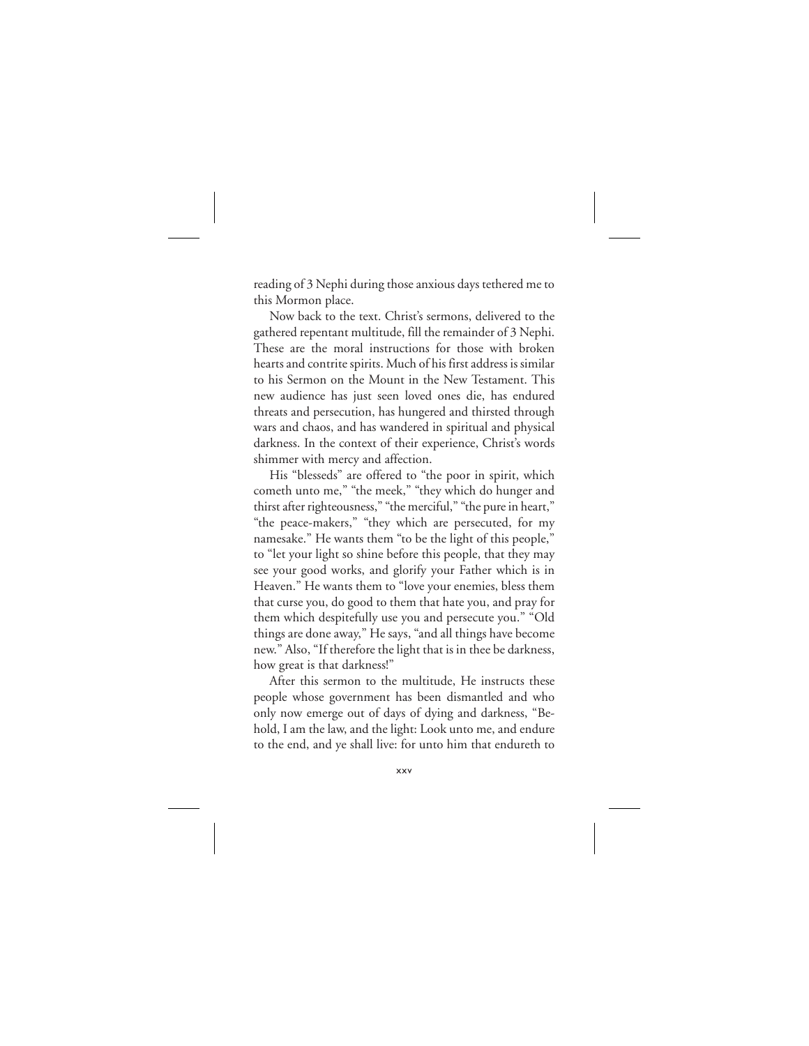reading of 3 Nephi during those anxious days tethered me to this Mormon place.

Now back to the text. Christ's sermons, delivered to the gathered repentant multitude, fill the remainder of 3 Nephi. These are the moral instructions for those with broken hearts and contrite spirits. Much of his first address is similar to his Sermon on the Mount in the New Testament. This new audience has just seen loved ones die, has endured threats and persecution, has hungered and thirsted through wars and chaos, and has wandered in spiritual and physical darkness. In the context of their experience, Christ's words shimmer with mercy and affection.

His "blesseds" are offered to "the poor in spirit, which cometh unto me," "the meek," "they which do hunger and thirst after righteousness," "the merciful," "the pure in heart," "the peace-makers," "they which are persecuted, for my namesake." He wants them "to be the light of this people," to "let your light so shine before this people, that they may see your good works, and glorify your Father which is in Heaven." He wants them to "love your enemies, bless them that curse you, do good to them that hate you, and pray for them which despitefully use you and persecute you." "Old things are done away," He says, "and all things have become new." Also, "If therefore the light that is in thee be darkness, how great is that darkness!"

After this sermon to the multitude, He instructs these people whose government has been dismantled and who only now emerge out of days of dying and darkness, "Behold, I am the law, and the light: Look unto me, and endure to the end, and ye shall live: for unto him that endureth to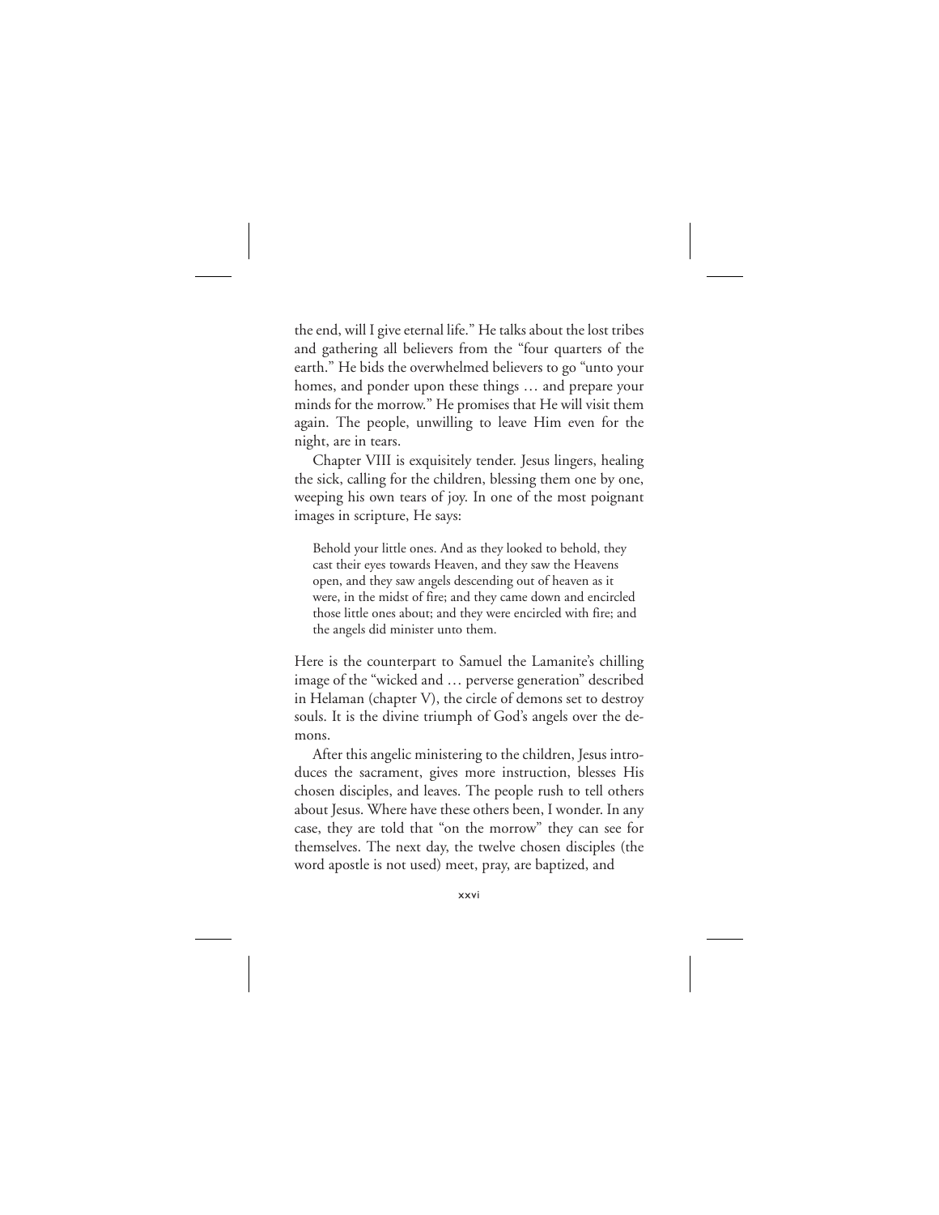the end, will I give eternal life." He talks about the lost tribes and gathering all believers from the "four quarters of the earth." He bids the overwhelmed believers to go "unto your homes, and ponder upon these things … and prepare your minds for the morrow." He promises that He will visit them again. The people, unwilling to leave Him even for the night, are in tears.

Chapter VIII is exquisitely tender. Jesus lingers, healing the sick, calling for the children, blessing them one by one, weeping his own tears of joy. In one of the most poignant images in scripture, He says:

> Behold your little ones. And as they looked to behold, they cast their eyes towards Heaven, and they saw the Heavens open, and they saw angels descending out of heaven as it were, in the midst of fire; and they came down and encircled those little ones about; and they were encircled with fire; and the angels did minister unto them.

Here is the counterpart to Samuel the Lamanite's chilling image of the "wicked and … perverse generation" described in Helaman (chapter V), the circle of demons set to destroy souls. It is the divine triumph of God's angels over the demons.

After this angelic ministering to the children, Jesus introduces the sacrament, gives more instruction, blesses His chosen disciples, and leaves. The people rush to tell others about Jesus. Where have these others been, I wonder. In any case, they are told that "on the morrow" they can see for themselves. The next day, the twelve chosen disciples (the word apostle is not used) meet, pray, are baptized, and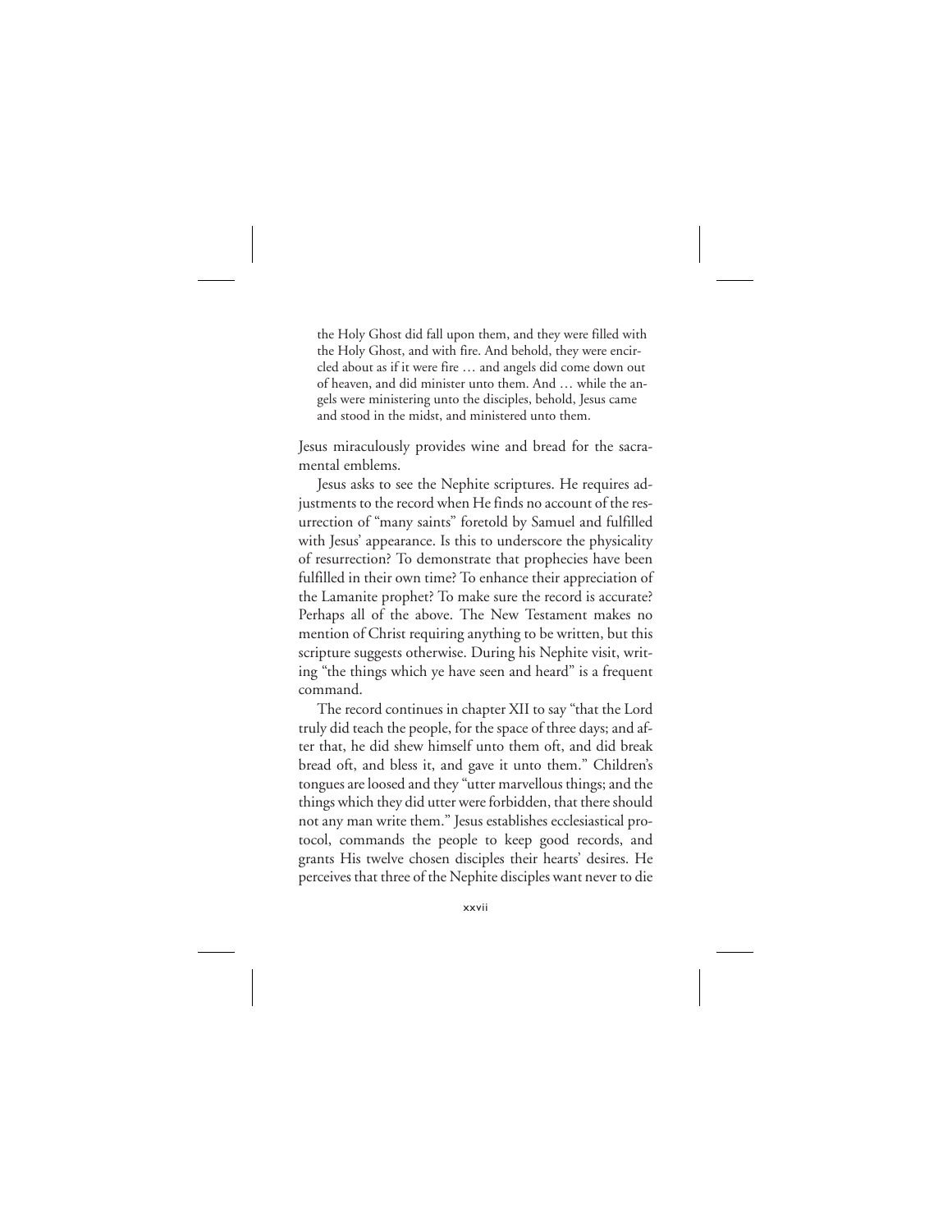> the Holy Ghost did fall upon them, and they were filled with the Holy Ghost, and with fire. And behold, they were encircled about as if it were fire … and angels did come down out of heaven, and did minister unto them. And … while the angels were ministering unto the disciples, behold, Jesus came and stood in the midst, and ministered unto them.

Jesus miraculously provides wine and bread for the sacramental emblems.

Jesus asks to see the Nephite scriptures. He requires adjustments to the record when He finds no account of the resurrection of "many saints" foretold by Samuel and fulfilled with Jesus' appearance. Is this to underscore the physicality of resurrection? To demonstrate that prophecies have been fulfilled in their own time? To enhance their appreciation of the Lamanite prophet? To make sure the record is accurate? Perhaps all of the above. The New Testament makes no mention of Christ requiring anything to be written, but this scripture suggests otherwise. During his Nephite visit, writing "the things which ye have seen and heard" is a frequent command.

The record continues in chapter XII to say "that the Lord truly did teach the people, for the space of three days; and after that, he did shew himself unto them oft, and did break bread oft, and bless it, and gave it unto them." Children's tongues are loosed and they "utter marvellous things; and the things which they did utter were forbidden, that there should not any man write them." Jesus establishes ecclesiastical protocol, commands the people to keep good records, and grants His twelve chosen disciples their hearts' desires. He perceives that three of the Nephite disciples want never to die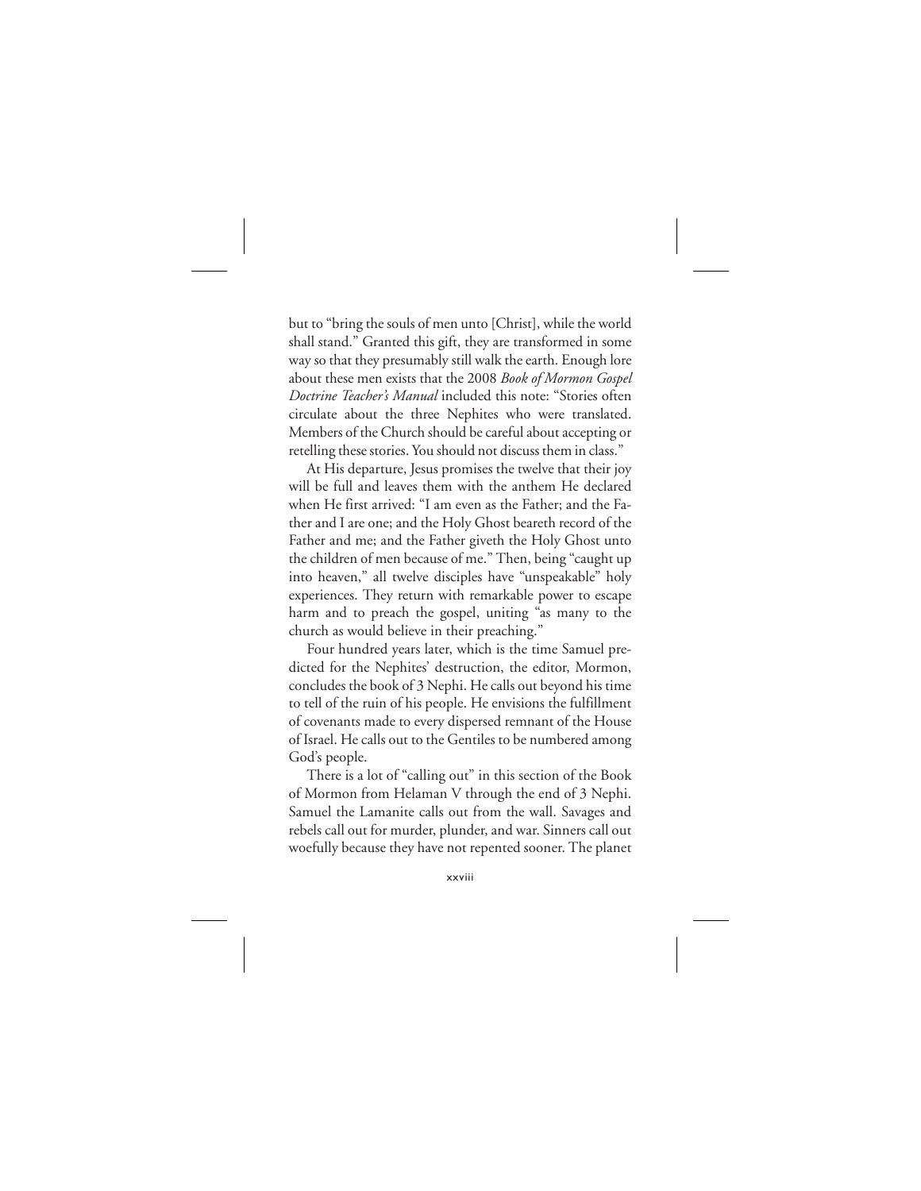but to "bring the souls of men unto [Christ], while the world shall stand." Granted this gift, they are transformed in some way so that they presumably still walk the earth. Enough lore about these men exists that the 2008 *Book of Mormon Gospel Doctrine Teacher's Manual* included this note: "Stories often circulate about the three Nephites who were translated. Members of the Church should be careful about accepting or retelling these stories. You should not discuss them in class."

At His departure, Jesus promises the twelve that their joy will be full and leaves them with the anthem He declared when He first arrived: "I am even as the Father; and the Father and I are one; and the Holy Ghost beareth record of the Father and me; and the Father giveth the Holy Ghost unto the children of men because of me." Then, being "caught up into heaven," all twelve disciples have "unspeakable" holy experiences. They return with remarkable power to escape harm and to preach the gospel, uniting "as many to the church as would believe in their preaching."

Four hundred years later, which is the time Samuel predicted for the Nephites' destruction, the editor, Mormon, concludes the book of 3 Nephi. He calls out beyond his time to tell of the ruin of his people. He envisions the fulfillment of covenants made to every dispersed remnant of the House of Israel. He calls out to the Gentiles to be numbered among God's people.

There is a lot of "calling out" in this section of the Book of Mormon from Helaman V through the end of 3 Nephi. Samuel the Lamanite calls out from the wall. Savages and rebels call out for murder, plunder, and war. Sinners call out woefully because they have not repented sooner. The planet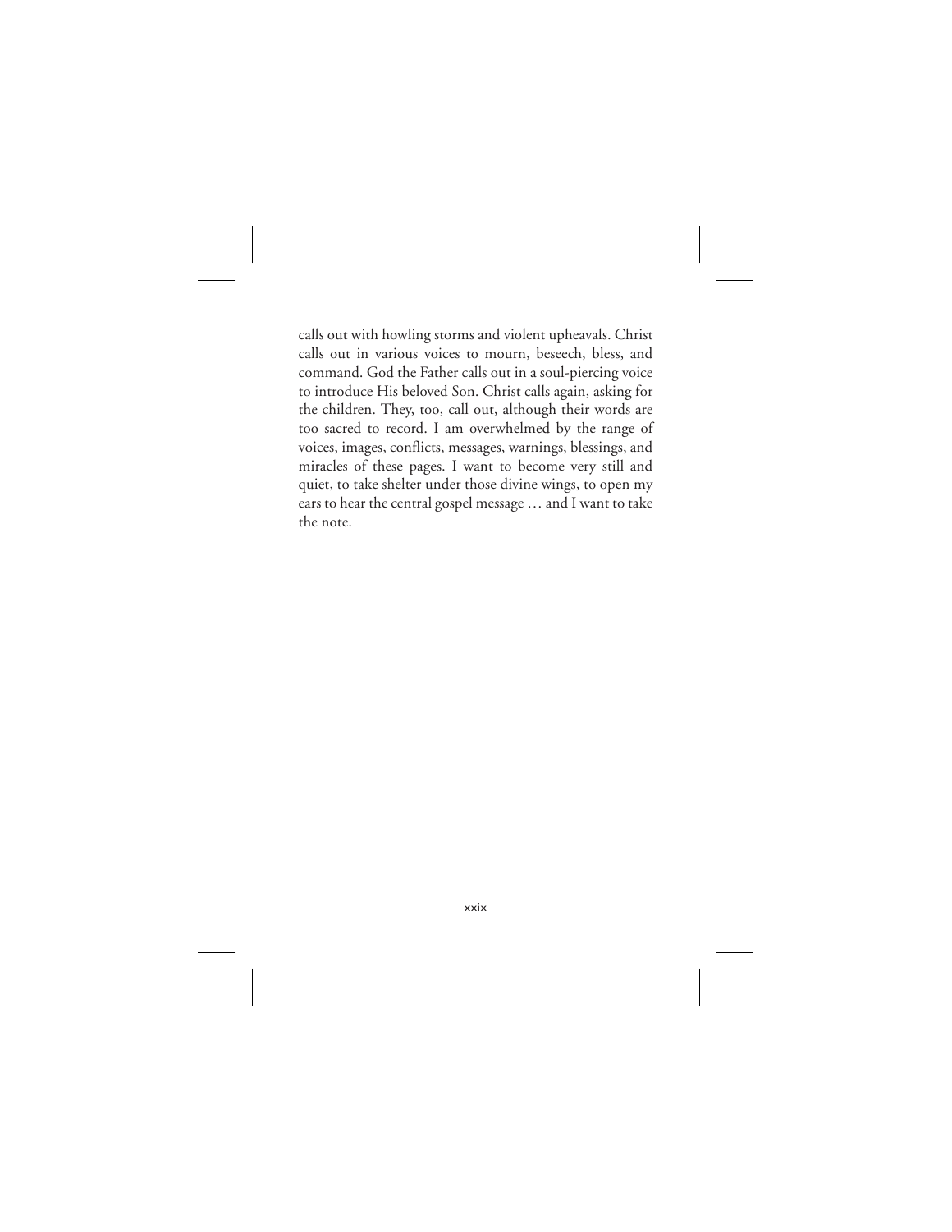calls out with howling storms and violent upheavals. Christ calls out in various voices to mourn, beseech, bless, and command. God the Father calls out in a soul-piercing voice to introduce His beloved Son. Christ calls again, asking for the children. They, too, call out, although their words are too sacred to record. I am overwhelmed by the range of voices, images, conflicts, messages, warnings, blessings, and miracles of these pages. I want to become very still and quiet, to take shelter under those divine wings, to open my ears to hear the central gospel message … and I want to take the note.